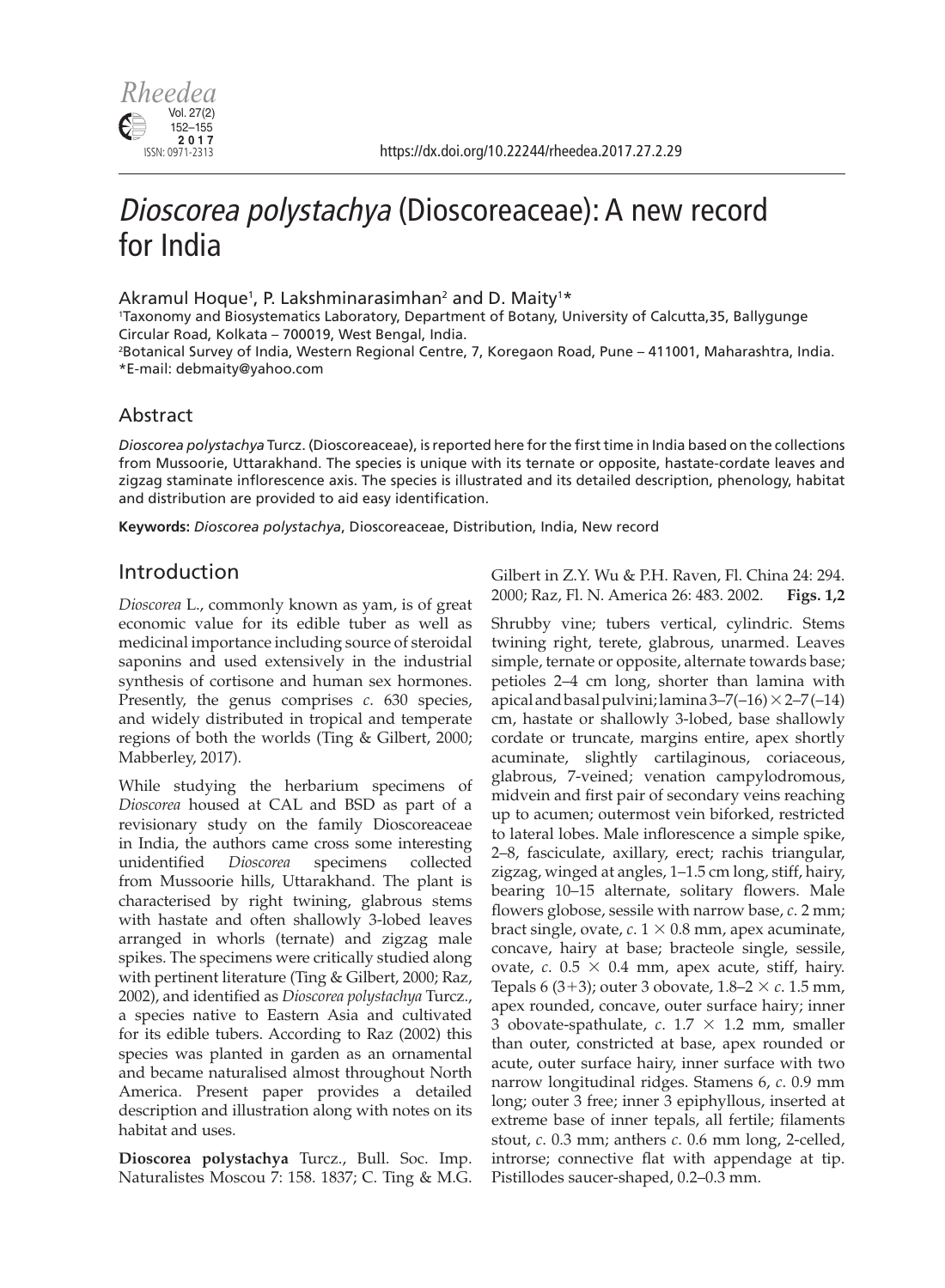https://dx.doi.org/10.22244/rheedea.2017.27.2.29

# *Dioscorea polystachya* (Dioscoreaceae): A new record for India

Akramul Hoque[1], P. Lakshminarasimhan[2] and D. Maity[1]*

[1]Taxonomy and Biosystematics Laboratory, Department of Botany, University of Calcutta,35, Ballygunge Circular Road, Kolkata – 700019, West Bengal, India.
[2]Botanical Survey of India, Western Regional Centre, 7, Koregaon Road, Pune – 411001, Maharashtra, India.
*E-mail: debmaity@yahoo.com

## Abstract

*Dioscorea polystachya* Turcz. (Dioscoreaceae), is reported here for the first time in India based on the collections from Mussoorie, Uttarakhand. The species is unique with its ternate or opposite, hastate-cordate leaves and zigzag staminate inflorescence axis. The species is illustrated and its detailed description, phenology, habitat and distribution are provided to aid easy identification.

**Keywords:** *Dioscorea polystachya*, Dioscoreaceae, Distribution, India, New record

## Introduction

*Dioscorea* L., commonly known as yam, is of great economic value for its edible tuber as well as medicinal importance including source of steroidal saponins and used extensively in the industrial synthesis of cortisone and human sex hormones. Presently, the genus comprises *c.* 630 species, and widely distributed in tropical and temperate regions of both the worlds (Ting & Gilbert, 2000; Mabberley, 2017).

While studying the herbarium specimens of *Dioscorea* housed at CAL and BSD as part of a revisionary study on the family Dioscoreaceae in India, the authors came cross some interesting unidentified *Dioscorea* specimens collected from Mussoorie hills, Uttarakhand. The plant is characterised by right twining, glabrous stems with hastate and often shallowly 3-lobed leaves arranged in whorls (ternate) and zigzag male spikes. The specimens were critically studied along with pertinent literature (Ting & Gilbert, 2000; Raz, 2002), and identified as *Dioscorea polystachya* Turcz., a species native to Eastern Asia and cultivated for its edible tubers. According to Raz (2002) this species was planted in garden as an ornamental and became naturalised almost throughout North America. Present paper provides a detailed description and illustration along with notes on its habitat and uses.

**Dioscorea polystachya** Turcz., Bull. Soc. Imp. Naturalistes Moscou 7: 158. 1837; C. Ting & M.G. Gilbert in Z.Y. Wu & P.H. Raven, Fl. China 24: 294. 2000; Raz, Fl. N. America 26: 483. 2002. **Figs. 1,2**

Shrubby vine; tubers vertical, cylindric. Stems twining right, terete, glabrous, unarmed. Leaves simple, ternate or opposite, alternate towards base; petioles 2–4 cm long, shorter than lamina with apical and basal pulvini; lamina 3–7(–16) × 2–7 (–14) cm, hastate or shallowly 3-lobed, base shallowly cordate or truncate, margins entire, apex shortly acuminate, slightly cartilaginous, coriaceous, glabrous, 7-veined; venation campylodromous, midvein and first pair of secondary veins reaching up to acumen; outermost vein biforked, restricted to lateral lobes. Male inflorescence a simple spike, 2–8, fasciculate, axillary, erect; rachis triangular, zigzag, winged at angles, 1–1.5 cm long, stiff, hairy, bearing 10–15 alternate, solitary flowers. Male flowers globose, sessile with narrow base, *c.* 2 mm; bract single, ovate, *c.* 1 × 0.8 mm, apex acuminate, concave, hairy at base; bracteole single, sessile, ovate, *c.* 0.5 × 0.4 mm, apex acute, stiff, hairy. Tepals 6 (3+3); outer 3 obovate, 1.8–2 × *c.* 1.5 mm, apex rounded, concave, outer surface hairy; inner 3 obovate-spathulate, *c.* 1.7 × 1.2 mm, smaller than outer, constricted at base, apex rounded or acute, outer surface hairy, inner surface with two narrow longitudinal ridges. Stamens 6, *c.* 0.9 mm long; outer 3 free; inner 3 epiphyllous, inserted at extreme base of inner tepals, all fertile; filaments stout, *c.* 0.3 mm; anthers *c.* 0.6 mm long, 2-celled, introrse; connective flat with appendage at tip. Pistillodes saucer-shaped, 0.2–0.3 mm.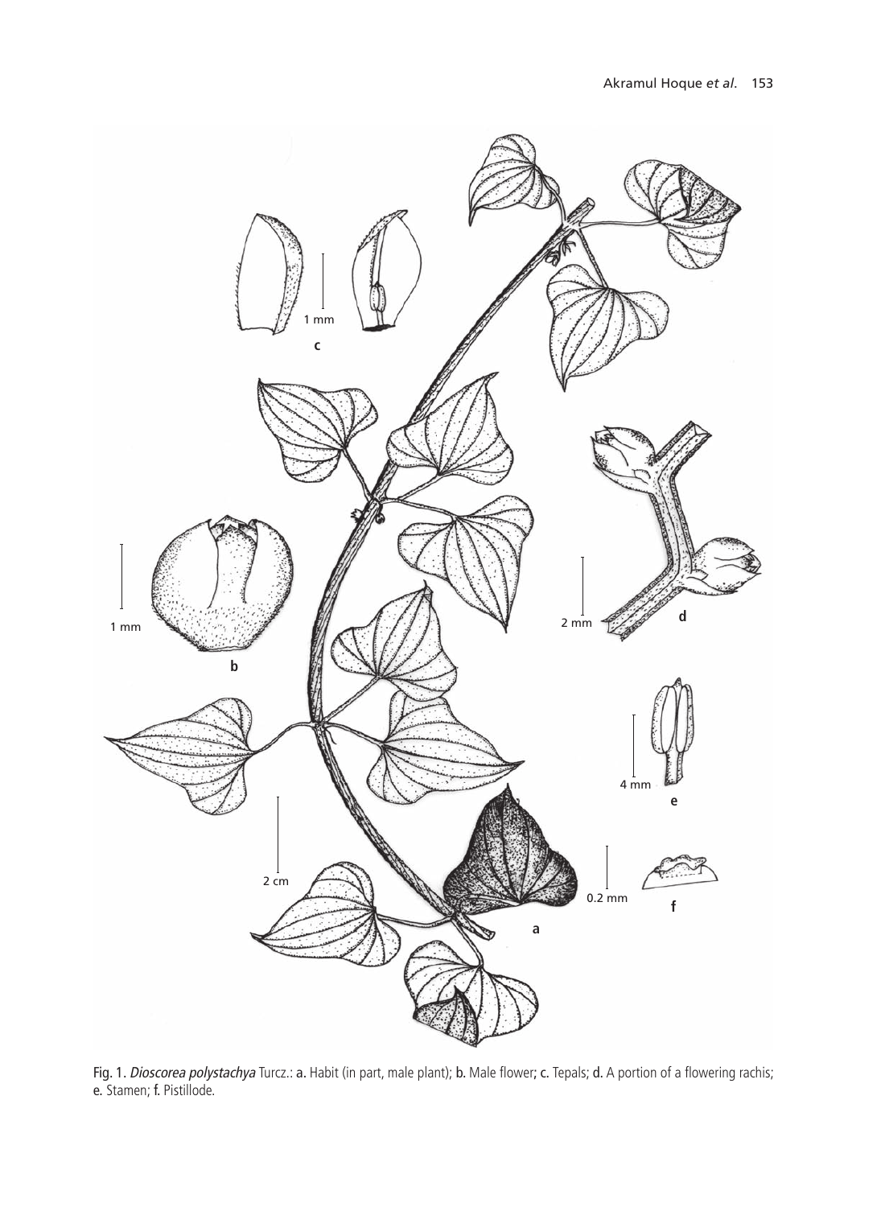Fig. 1. *Dioscorea polystachya* Turcz.: **a.** Habit (in part, male plant); **b.** Male flower; **c.** Tepals; **d.** A portion of a flowering rachis; **e.** Stamen; **f.** Pistillode.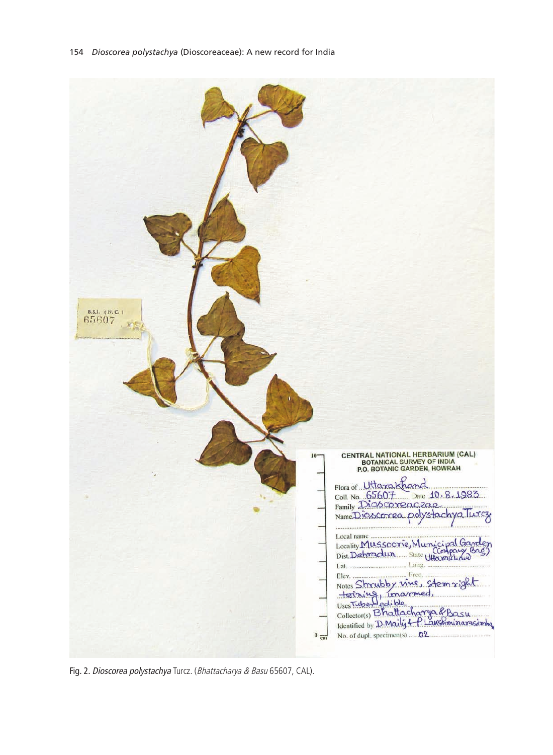Fig. 2. *Dioscorea polystachya* Turcz. (*Bhattacharya & Basu* 65607, CAL).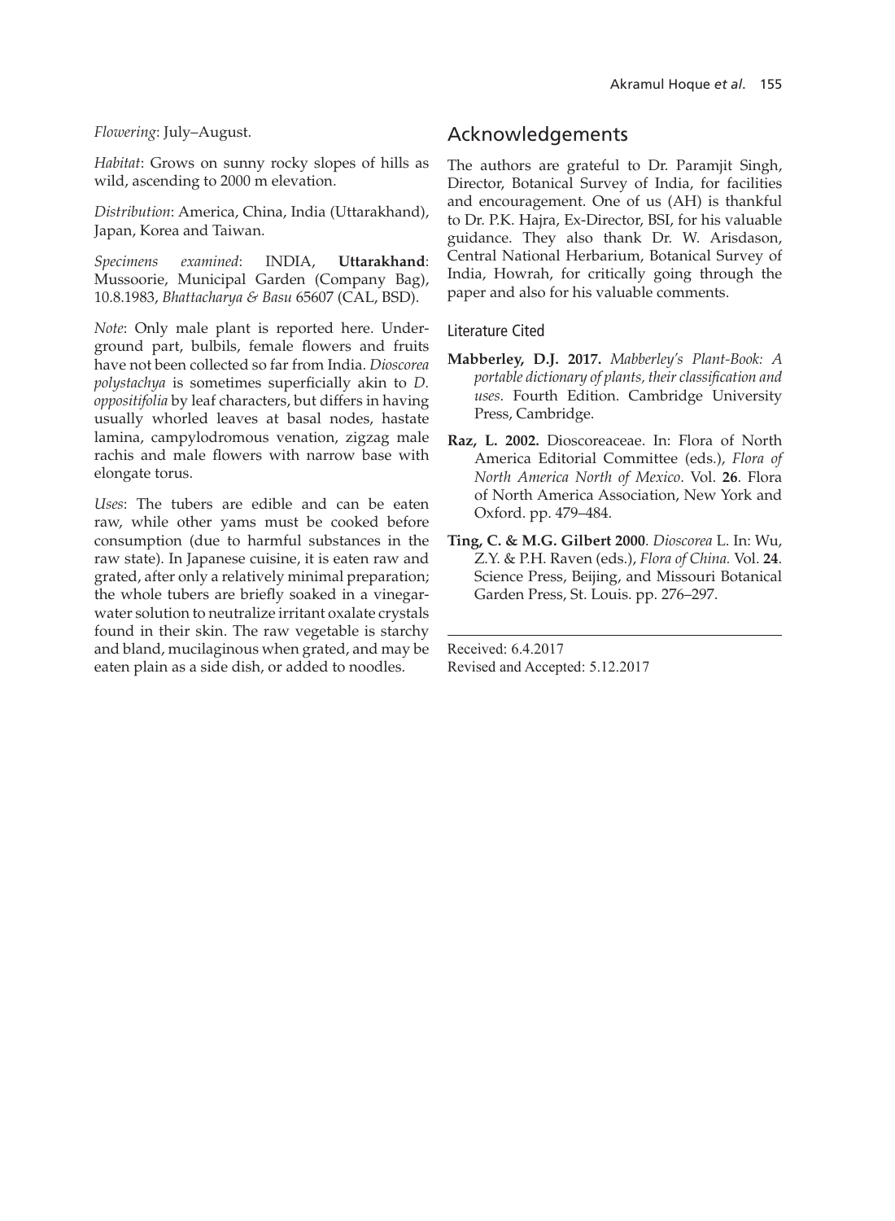*Flowering*: July–August.

*Habitat*: Grows on sunny rocky slopes of hills as wild, ascending to 2000 m elevation.

*Distribution*: America, China, India (Uttarakhand), Japan, Korea and Taiwan.

*Specimens examined*: INDIA, **Uttarakhand**: Mussoorie, Municipal Garden (Company Bag), 10.8.1983, *Bhattacharya & Basu* 65607 (CAL, BSD).

*Note*: Only male plant is reported here. Underground part, bulbils, female flowers and fruits have not been collected so far from India. *Dioscorea polystachya* is sometimes superficially akin to *D. oppositifolia* by leaf characters, but differs in having usually whorled leaves at basal nodes, hastate lamina, campylodromous venation, zigzag male rachis and male flowers with narrow base with elongate torus.

*Uses*: The tubers are edible and can be eaten raw, while other yams must be cooked before consumption (due to harmful substances in the raw state). In Japanese cuisine, it is eaten raw and grated, after only a relatively minimal preparation; the whole tubers are briefly soaked in a vinegar-water solution to neutralize irritant oxalate crystals found in their skin. The raw vegetable is starchy and bland, mucilaginous when grated, and may be eaten plain as a side dish, or added to noodles.

## Acknowledgements

The authors are grateful to Dr. Paramjit Singh, Director, Botanical Survey of India, for facilities and encouragement. One of us (AH) is thankful to Dr. P.K. Hajra, Ex-Director, BSI, for his valuable guidance. They also thank Dr. W. Arisdason, Central National Herbarium, Botanical Survey of India, Howrah, for critically going through the paper and also for his valuable comments.

### Literature Cited

**Mabberley, D.J. 2017.** *Mabberley's Plant-Book: A portable dictionary of plants, their classification and uses.* Fourth Edition. Cambridge University Press, Cambridge.

**Raz, L. 2002.** Dioscoreaceae. In: Flora of North America Editorial Committee (eds.), *Flora of North America North of Mexico*. Vol. **26**. Flora of North America Association, New York and Oxford. pp. 479–484.

**Ting, C. & M.G. Gilbert 2000**. *Dioscorea* L. In: Wu, Z.Y. & P.H. Raven (eds.), *Flora of China.* Vol. **24**. Science Press, Beijing, and Missouri Botanical Garden Press, St. Louis. pp. 276–297.

---

Received: 6.4.2017
Revised and Accepted: 5.12.2017